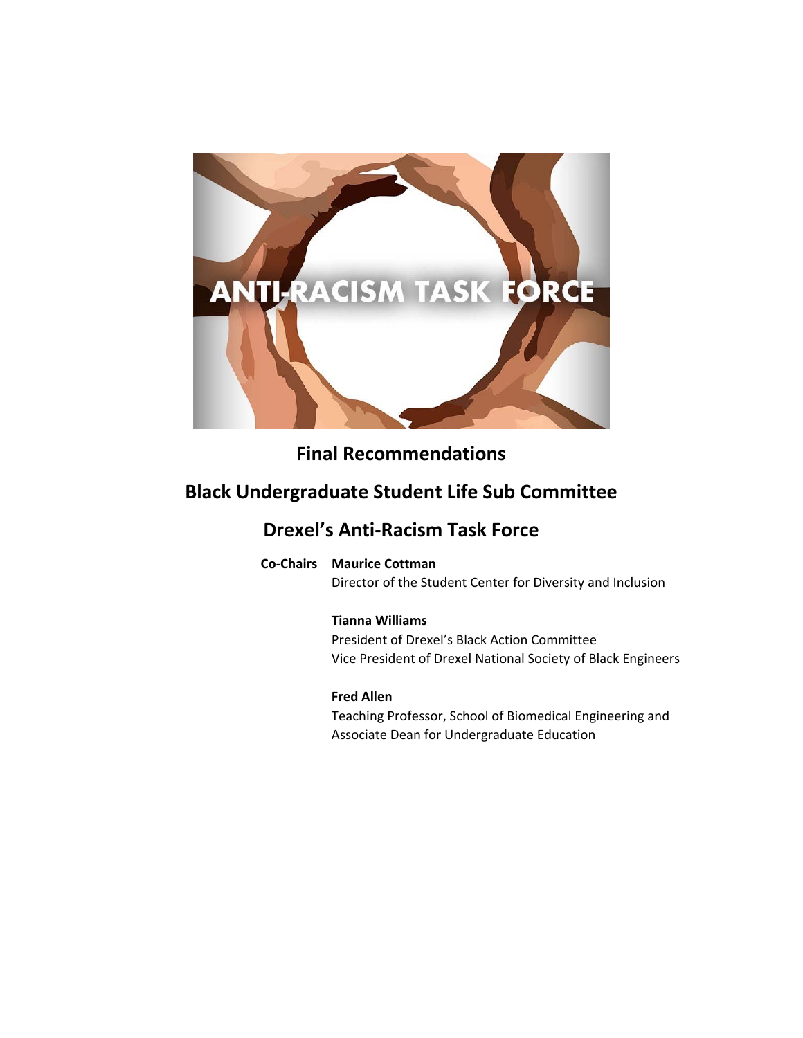ANTI-RACISM TASK FORCE

# Final Recommendations

## Black Undergraduate Student Life Sub Committee

## Drexel's Anti-Racism Task Force

**Co-Chairs**

**Maurice Cottman**
Director of the Student Center for Diversity and Inclusion

**Tianna Williams**
President of Drexel's Black Action Committee
Vice President of Drexel National Society of Black Engineers

**Fred Allen**
Teaching Professor, School of Biomedical Engineering and
Associate Dean for Undergraduate Education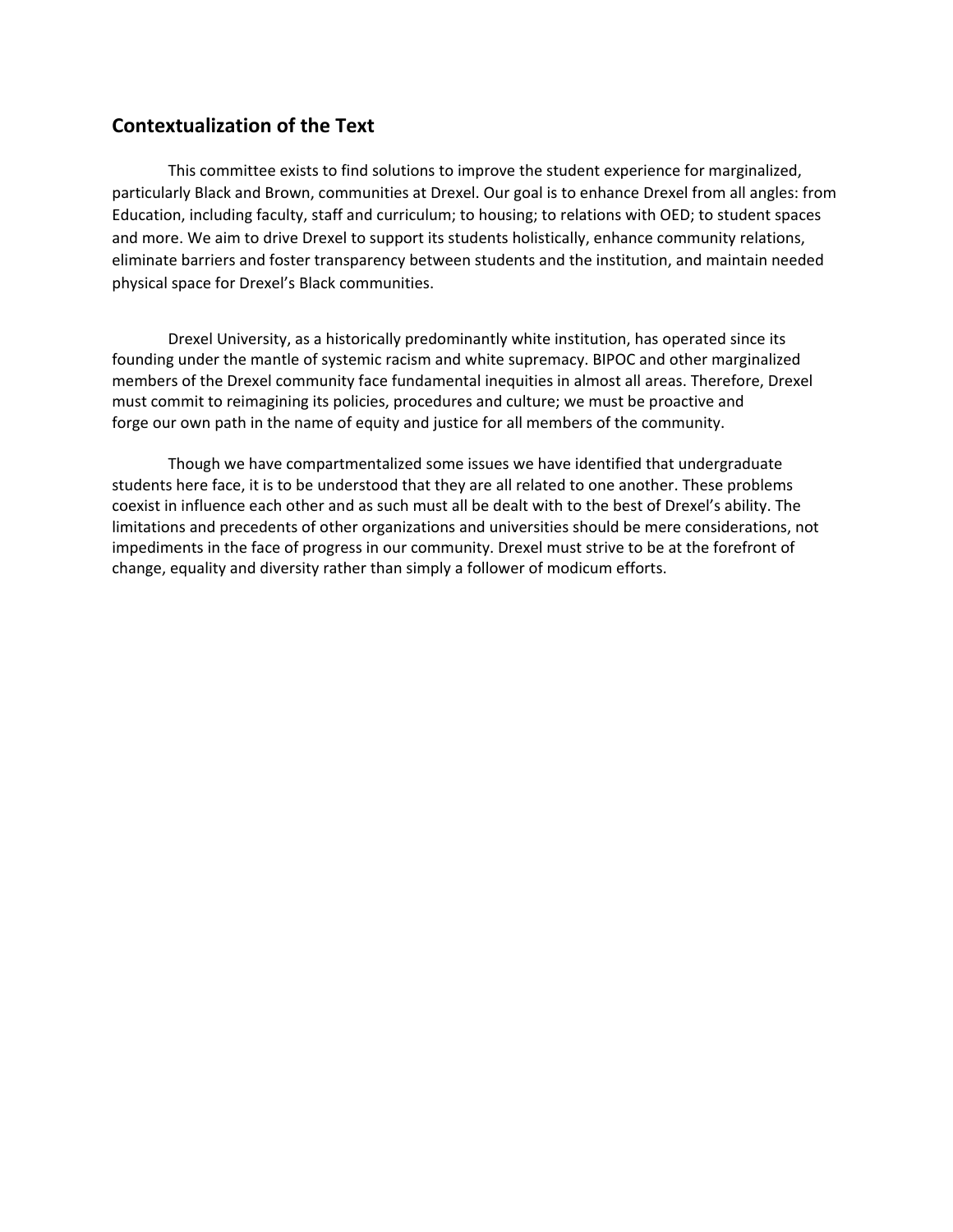## Contextualization of the Text

This committee exists to find solutions to improve the student experience for marginalized, particularly Black and Brown, communities at Drexel. Our goal is to enhance Drexel from all angles: from Education, including faculty, staff and curriculum; to housing; to relations with OED; to student spaces and more. We aim to drive Drexel to support its students holistically, enhance community relations, eliminate barriers and foster transparency between students and the institution, and maintain needed physical space for Drexel's Black communities.

Drexel University, as a historically predominantly white institution, has operated since its founding under the mantle of systemic racism and white supremacy. BIPOC and other marginalized members of the Drexel community face fundamental inequities in almost all areas. Therefore, Drexel must commit to reimagining its policies, procedures and culture; we must be proactive and forge our own path in the name of equity and justice for all members of the community.

Though we have compartmentalized some issues we have identified that undergraduate students here face, it is to be understood that they are all related to one another. These problems coexist in influence each other and as such must all be dealt with to the best of Drexel's ability. The limitations and precedents of other organizations and universities should be mere considerations, not impediments in the face of progress in our community. Drexel must strive to be at the forefront of change, equality and diversity rather than simply a follower of modicum efforts.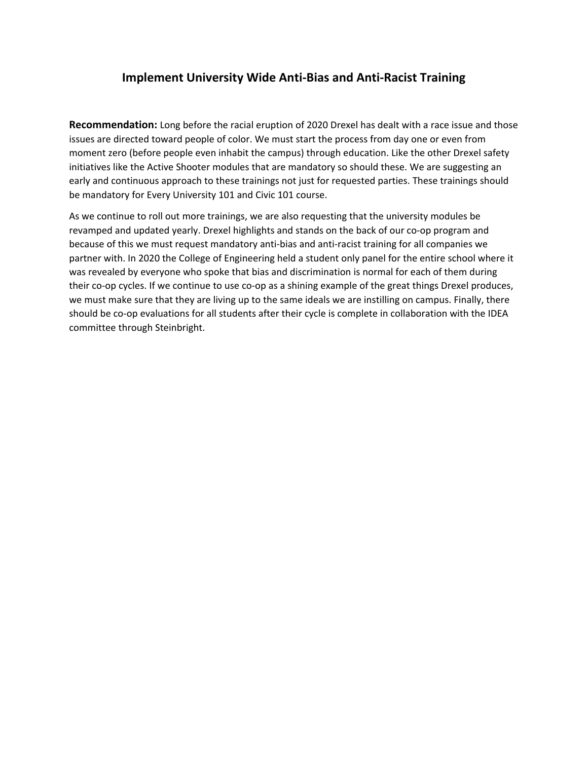# Implement University Wide Anti-Bias and Anti-Racist Training

**Recommendation:** Long before the racial eruption of 2020 Drexel has dealt with a race issue and those issues are directed toward people of color. We must start the process from day one or even from moment zero (before people even inhabit the campus) through education. Like the other Drexel safety initiatives like the Active Shooter modules that are mandatory so should these. We are suggesting an early and continuous approach to these trainings not just for requested parties. These trainings should be mandatory for Every University 101 and Civic 101 course.

As we continue to roll out more trainings, we are also requesting that the university modules be revamped and updated yearly. Drexel highlights and stands on the back of our co-op program and because of this we must request mandatory anti-bias and anti-racist training for all companies we partner with. In 2020 the College of Engineering held a student only panel for the entire school where it was revealed by everyone who spoke that bias and discrimination is normal for each of them during their co-op cycles. If we continue to use co-op as a shining example of the great things Drexel produces, we must make sure that they are living up to the same ideals we are instilling on campus. Finally, there should be co-op evaluations for all students after their cycle is complete in collaboration with the IDEA committee through Steinbright.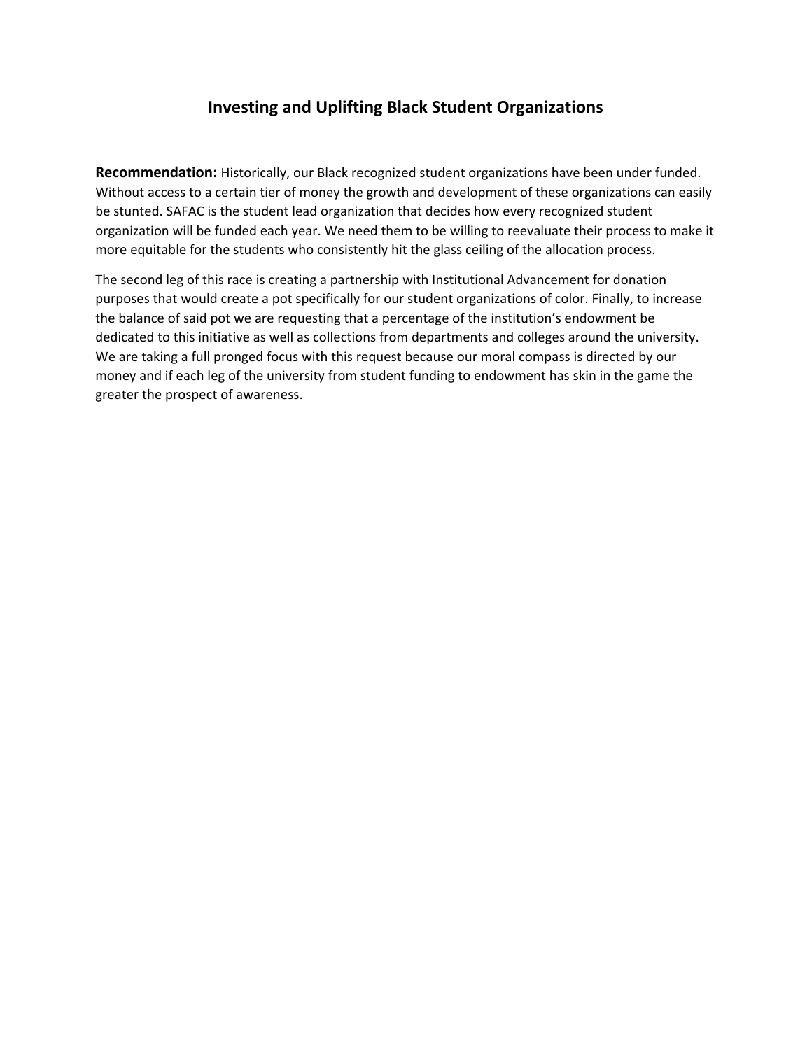## Investing and Uplifting Black Student Organizations

**Recommendation:** Historically, our Black recognized student organizations have been under funded. Without access to a certain tier of money the growth and development of these organizations can easily be stunted. SAFAC is the student lead organization that decides how every recognized student organization will be funded each year. We need them to be willing to reevaluate their process to make it more equitable for the students who consistently hit the glass ceiling of the allocation process.

The second leg of this race is creating a partnership with Institutional Advancement for donation purposes that would create a pot specifically for our student organizations of color. Finally, to increase the balance of said pot we are requesting that a percentage of the institution's endowment be dedicated to this initiative as well as collections from departments and colleges around the university. We are taking a full pronged focus with this request because our moral compass is directed by our money and if each leg of the university from student funding to endowment has skin in the game the greater the prospect of awareness.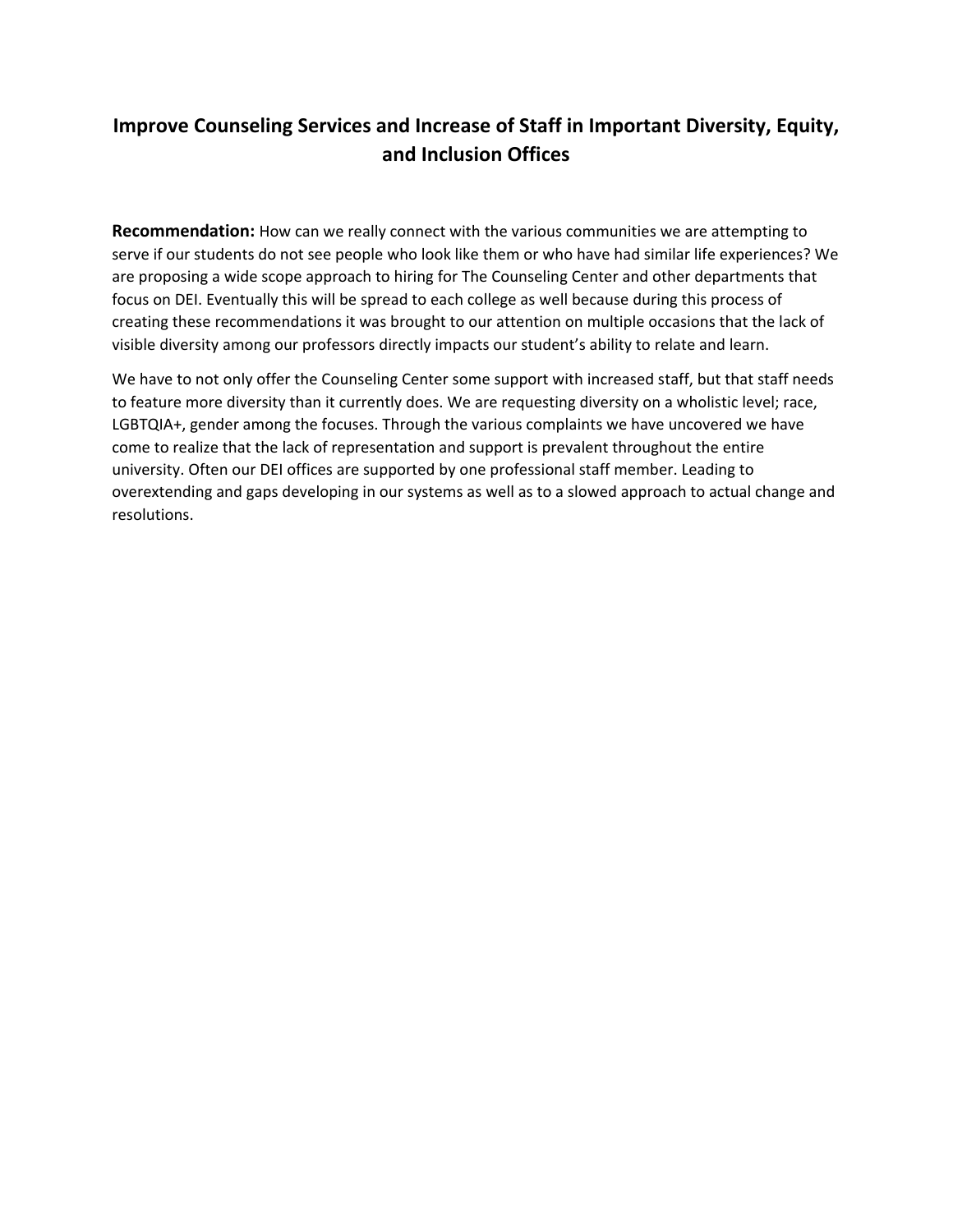## Improve Counseling Services and Increase of Staff in Important Diversity, Equity, and Inclusion Offices

**Recommendation:** How can we really connect with the various communities we are attempting to serve if our students do not see people who look like them or who have had similar life experiences? We are proposing a wide scope approach to hiring for The Counseling Center and other departments that focus on DEI. Eventually this will be spread to each college as well because during this process of creating these recommendations it was brought to our attention on multiple occasions that the lack of visible diversity among our professors directly impacts our student's ability to relate and learn.

We have to not only offer the Counseling Center some support with increased staff, but that staff needs to feature more diversity than it currently does. We are requesting diversity on a wholistic level; race, LGBTQIA+, gender among the focuses. Through the various complaints we have uncovered we have come to realize that the lack of representation and support is prevalent throughout the entire university. Often our DEI offices are supported by one professional staff member. Leading to overextending and gaps developing in our systems as well as to a slowed approach to actual change and resolutions.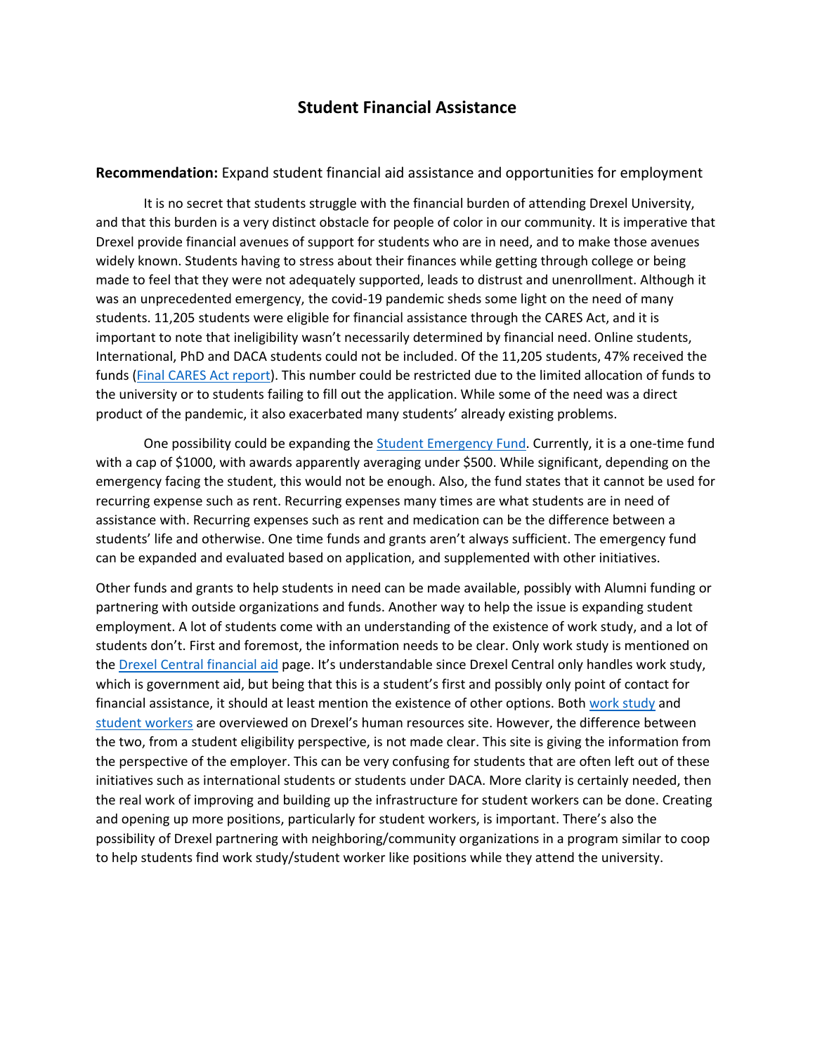## Student Financial Assistance

**Recommendation:** Expand student financial aid assistance and opportunities for employment

It is no secret that students struggle with the financial burden of attending Drexel University, and that this burden is a very distinct obstacle for people of color in our community. It is imperative that Drexel provide financial avenues of support for students who are in need, and to make those avenues widely known. Students having to stress about their finances while getting through college or being made to feel that they were not adequately supported, leads to distrust and unenrollment. Although it was an unprecedented emergency, the covid-19 pandemic sheds some light on the need of many students. 11,205 students were eligible for financial assistance through the CARES Act, and it is important to note that ineligibility wasn't necessarily determined by financial need. Online students, International, PhD and DACA students could not be included. Of the 11,205 students, 47% received the funds (Final CARES Act report). This number could be restricted due to the limited allocation of funds to the university or to students failing to fill out the application. While some of the need was a direct product of the pandemic, it also exacerbated many students' already existing problems.

One possibility could be expanding the Student Emergency Fund. Currently, it is a one-time fund with a cap of $1000, with awards apparently averaging under $500. While significant, depending on the emergency facing the student, this would not be enough. Also, the fund states that it cannot be used for recurring expense such as rent. Recurring expenses many times are what students are in need of assistance with. Recurring expenses such as rent and medication can be the difference between a students' life and otherwise. One time funds and grants aren't always sufficient. The emergency fund can be expanded and evaluated based on application, and supplemented with other initiatives.

Other funds and grants to help students in need can be made available, possibly with Alumni funding or partnering with outside organizations and funds. Another way to help the issue is expanding student employment. A lot of students come with an understanding of the existence of work study, and a lot of students don't. First and foremost, the information needs to be clear. Only work study is mentioned on the Drexel Central financial aid page. It's understandable since Drexel Central only handles work study, which is government aid, but being that this is a student's first and possibly only point of contact for financial assistance, it should at least mention the existence of other options. Both work study and student workers are overviewed on Drexel's human resources site. However, the difference between the two, from a student eligibility perspective, is not made clear. This site is giving the information from the perspective of the employer. This can be very confusing for students that are often left out of these initiatives such as international students or students under DACA. More clarity is certainly needed, then the real work of improving and building up the infrastructure for student workers can be done. Creating and opening up more positions, particularly for student workers, is important. There's also the possibility of Drexel partnering with neighboring/community organizations in a program similar to coop to help students find work study/student worker like positions while they attend the university.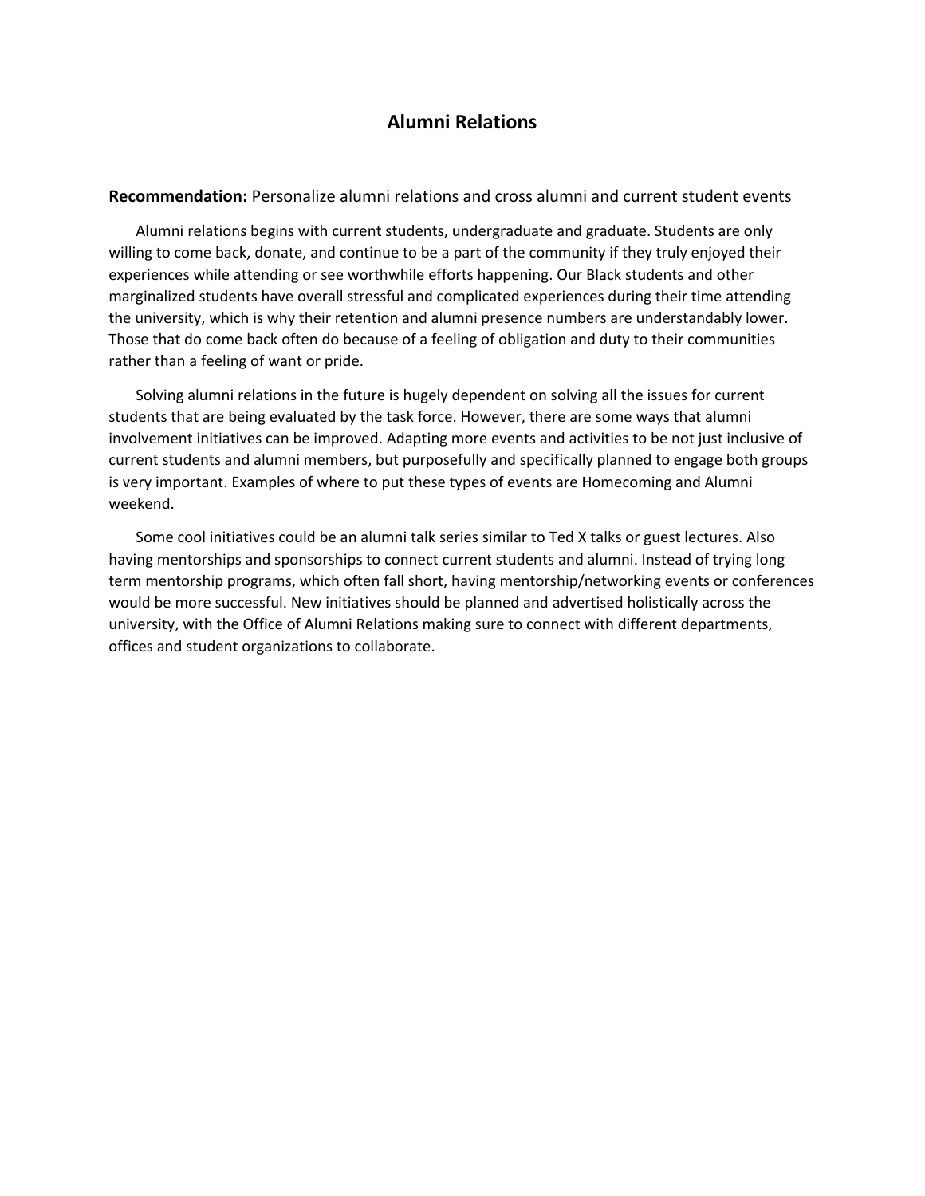# Alumni Relations

**Recommendation:** Personalize alumni relations and cross alumni and current student events

Alumni relations begins with current students, undergraduate and graduate. Students are only willing to come back, donate, and continue to be a part of the community if they truly enjoyed their experiences while attending or see worthwhile efforts happening. Our Black students and other marginalized students have overall stressful and complicated experiences during their time attending the university, which is why their retention and alumni presence numbers are understandably lower. Those that do come back often do because of a feeling of obligation and duty to their communities rather than a feeling of want or pride.

Solving alumni relations in the future is hugely dependent on solving all the issues for current students that are being evaluated by the task force. However, there are some ways that alumni involvement initiatives can be improved. Adapting more events and activities to be not just inclusive of current students and alumni members, but purposefully and specifically planned to engage both groups is very important. Examples of where to put these types of events are Homecoming and Alumni weekend.

Some cool initiatives could be an alumni talk series similar to Ted X talks or guest lectures. Also having mentorships and sponsorships to connect current students and alumni. Instead of trying long term mentorship programs, which often fall short, having mentorship/networking events or conferences would be more successful. New initiatives should be planned and advertised holistically across the university, with the Office of Alumni Relations making sure to connect with different departments, offices and student organizations to collaborate.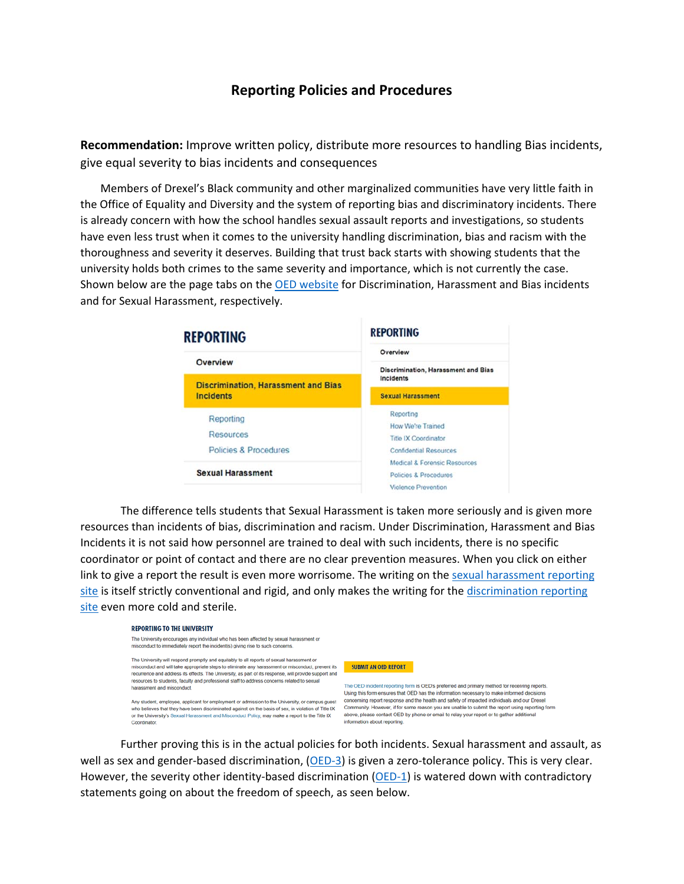## Reporting Policies and Procedures

**Recommendation:** Improve written policy, distribute more resources to handling Bias incidents, give equal severity to bias incidents and consequences

Members of Drexel's Black community and other marginalized communities have very little faith in the Office of Equality and Diversity and the system of reporting bias and discriminatory incidents. There is already concern with how the school handles sexual assault reports and investigations, so students have even less trust when it comes to the university handling discrimination, bias and racism with the thoroughness and severity it deserves. Building that trust back starts with showing students that the university holds both crimes to the same severity and importance, which is not currently the case. Shown below are the page tabs on the OED website for Discrimination, Harassment and Bias incidents and for Sexual Harassment, respectively.

**REPORTING**

- Overview
- **Discrimination, Harassment and Bias Incidents**
  - Reporting
  - Resources
  - Policies & Procedures
- Sexual Harassment

**REPORTING**

- Overview
- Discrimination, Harassment and Bias Incidents
- **Sexual Harassment**
  - Reporting
  - How We're Trained
  - Title IX Coordinator
  - Confidential Resources
  - Medical & Forensic Resources
  - Policies & Procedures
  - Violence Prevention

The difference tells students that Sexual Harassment is taken more seriously and is given more resources than incidents of bias, discrimination and racism. Under Discrimination, Harassment and Bias Incidents it is not said how personnel are trained to deal with such incidents, there is no specific coordinator or point of contact and there are no clear prevention measures. When you click on either link to give a report the result is even more worrisome. The writing on the sexual harassment reporting site is itself strictly conventional and rigid, and only makes the writing for the discrimination reporting site even more cold and sterile.

**REPORTING TO THE UNIVERSITY**

The University encourages any individual who has been affected by sexual harassment or misconduct to immediately report the incident(s) giving rise to such concerns.

The University will respond promptly and equitably to all reports of sexual harassment or misconduct and will take appropriate steps to eliminate any harassment or misconduct, prevent its recurrence and address its effects. The University, as part of its response, will provide support and resources to students, faculty and professional staff to address concerns related to sexual harassment and misconduct.

Any student, employee, applicant for employment or admission to the University, or campus guest who believes that they have been discriminated against on the basis of sex, in violation of Title IX or the University's Sexual Harassment and Misconduct Policy, may make a report to the Title IX Coordinator.

**SUBMIT AN OED REPORT**

The OED incident reporting form is OED's preferred and primary method for receiving reports. Using this form ensures that OED has the information necessary to make informed decisions concerning report response and the health and safety of impacted individuals and our Drexel Community. However, if for some reason you are unable to submit the report using reporting form above, please contact OED by phone or email to relay your report or to gather additional information about reporting.

Further proving this is in the actual policies for both incidents. Sexual harassment and assault, as well as sex and gender-based discrimination, (OED-3) is given a zero-tolerance policy. This is very clear. However, the severity other identity-based discrimination (OED-1) is watered down with contradictory statements going on about the freedom of speech, as seen below.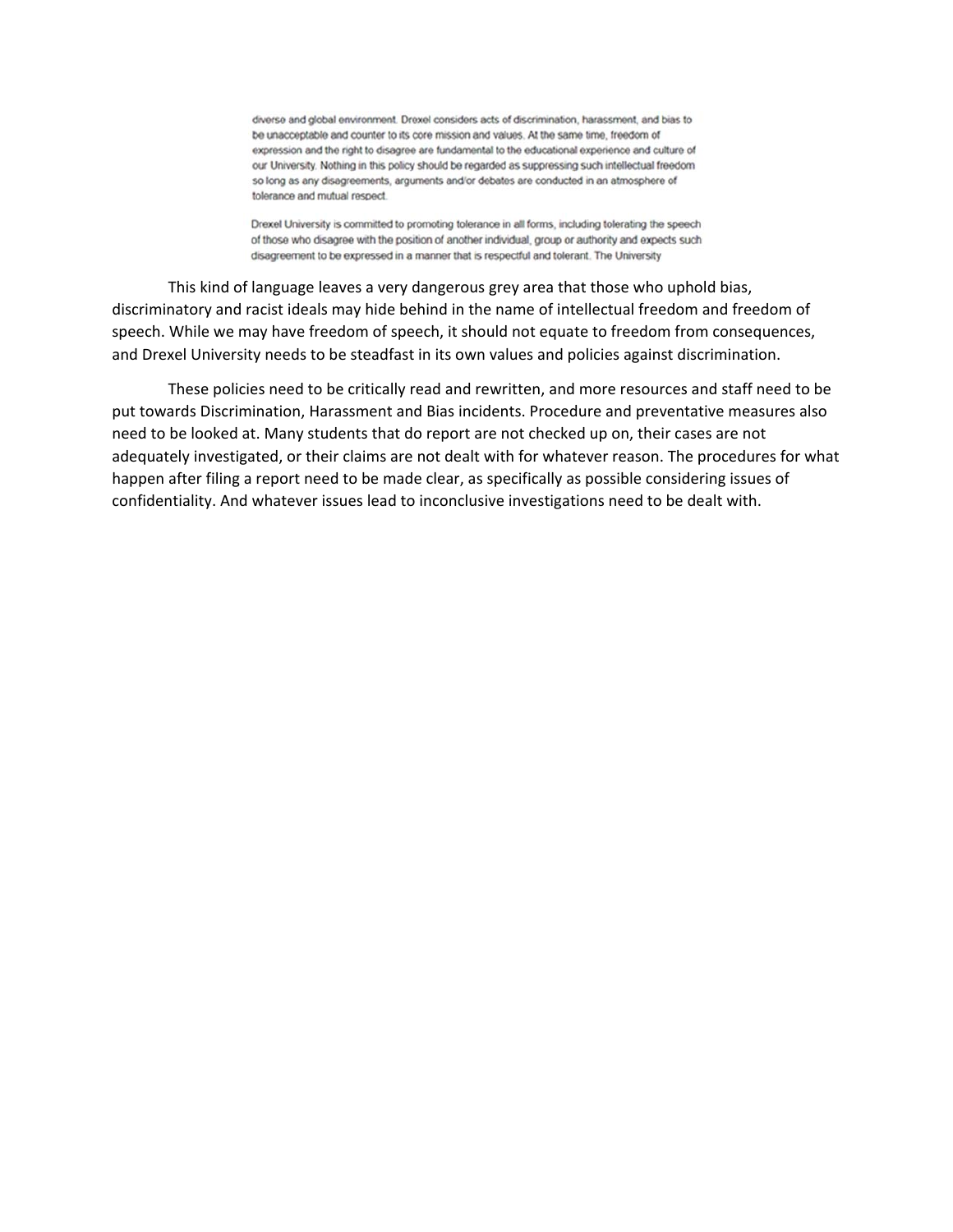diverse and global environment. Drexel considers acts of discrimination, harassment, and bias to be unacceptable and counter to its core mission and values. At the same time, freedom of expression and the right to disagree are fundamental to the educational experience and culture of our University. Nothing in this policy should be regarded as suppressing such intellectual freedom so long as any disagreements, arguments and/or debates are conducted in an atmosphere of tolerance and mutual respect.

Drexel University is committed to promoting tolerance in all forms, including tolerating the speech of those who disagree with the position of another individual, group or authority and expects such disagreement to be expressed in a manner that is respectful and tolerant. The University

This kind of language leaves a very dangerous grey area that those who uphold bias, discriminatory and racist ideals may hide behind in the name of intellectual freedom and freedom of speech. While we may have freedom of speech, it should not equate to freedom from consequences, and Drexel University needs to be steadfast in its own values and policies against discrimination.

These policies need to be critically read and rewritten, and more resources and staff need to be put towards Discrimination, Harassment and Bias incidents. Procedure and preventative measures also need to be looked at. Many students that do report are not checked up on, their cases are not adequately investigated, or their claims are not dealt with for whatever reason. The procedures for what happen after filing a report need to be made clear, as specifically as possible considering issues of confidentiality. And whatever issues lead to inconclusive investigations need to be dealt with.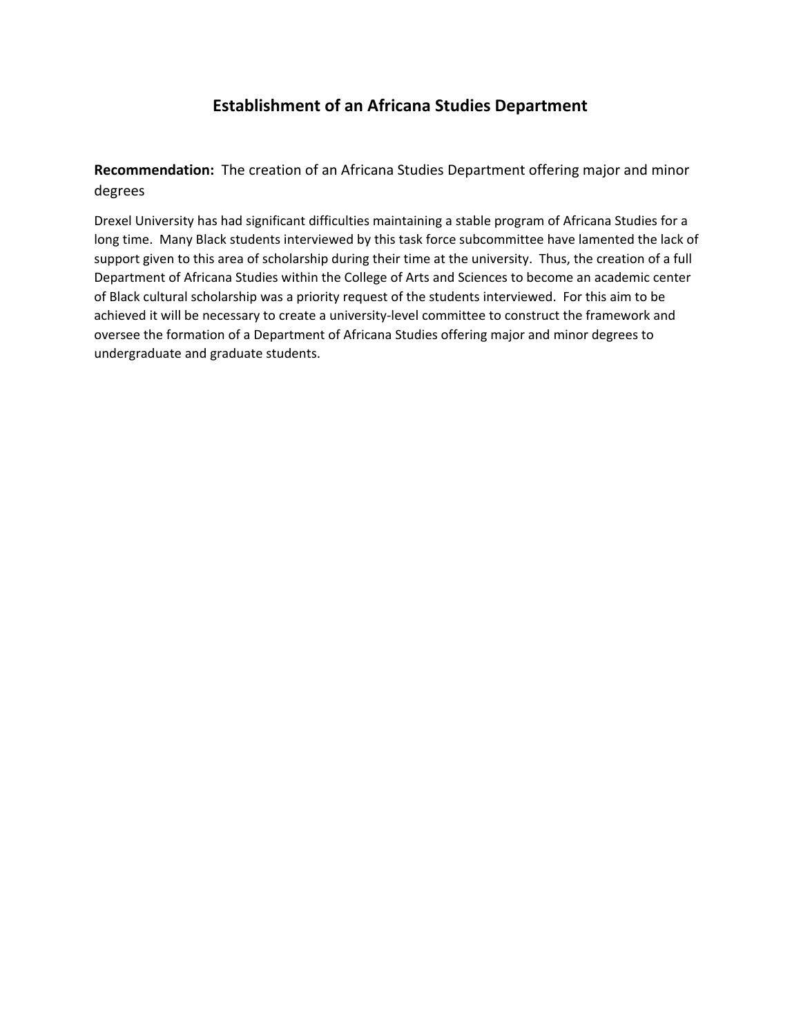## Establishment of an Africana Studies Department

**Recommendation:** The creation of an Africana Studies Department offering major and minor degrees

Drexel University has had significant difficulties maintaining a stable program of Africana Studies for a long time. Many Black students interviewed by this task force subcommittee have lamented the lack of support given to this area of scholarship during their time at the university. Thus, the creation of a full Department of Africana Studies within the College of Arts and Sciences to become an academic center of Black cultural scholarship was a priority request of the students interviewed. For this aim to be achieved it will be necessary to create a university-level committee to construct the framework and oversee the formation of a Department of Africana Studies offering major and minor degrees to undergraduate and graduate students.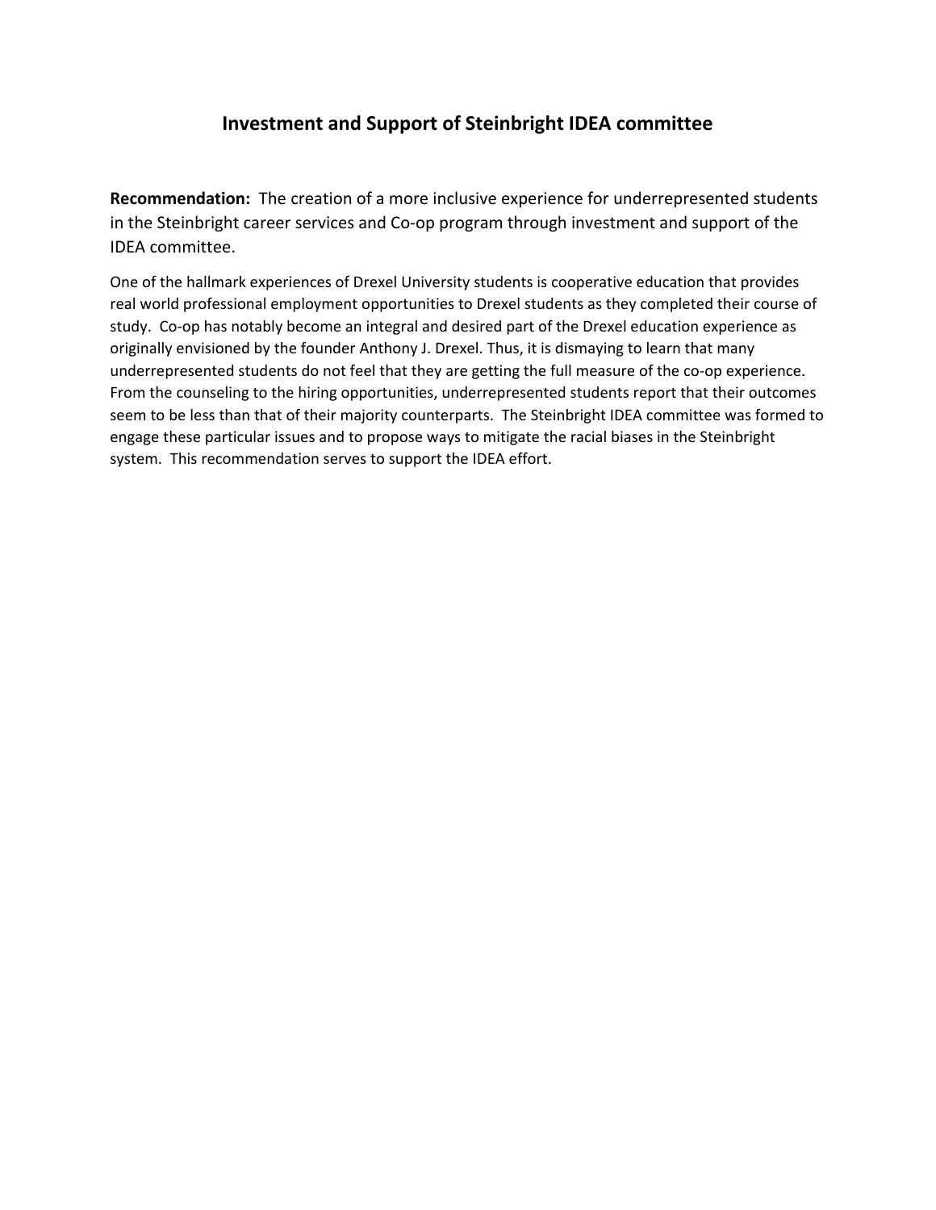## Investment and Support of Steinbright IDEA committee

**Recommendation:** The creation of a more inclusive experience for underrepresented students in the Steinbright career services and Co-op program through investment and support of the IDEA committee.

One of the hallmark experiences of Drexel University students is cooperative education that provides real world professional employment opportunities to Drexel students as they completed their course of study. Co-op has notably become an integral and desired part of the Drexel education experience as originally envisioned by the founder Anthony J. Drexel. Thus, it is dismaying to learn that many underrepresented students do not feel that they are getting the full measure of the co-op experience. From the counseling to the hiring opportunities, underrepresented students report that their outcomes seem to be less than that of their majority counterparts. The Steinbright IDEA committee was formed to engage these particular issues and to propose ways to mitigate the racial biases in the Steinbright system. This recommendation serves to support the IDEA effort.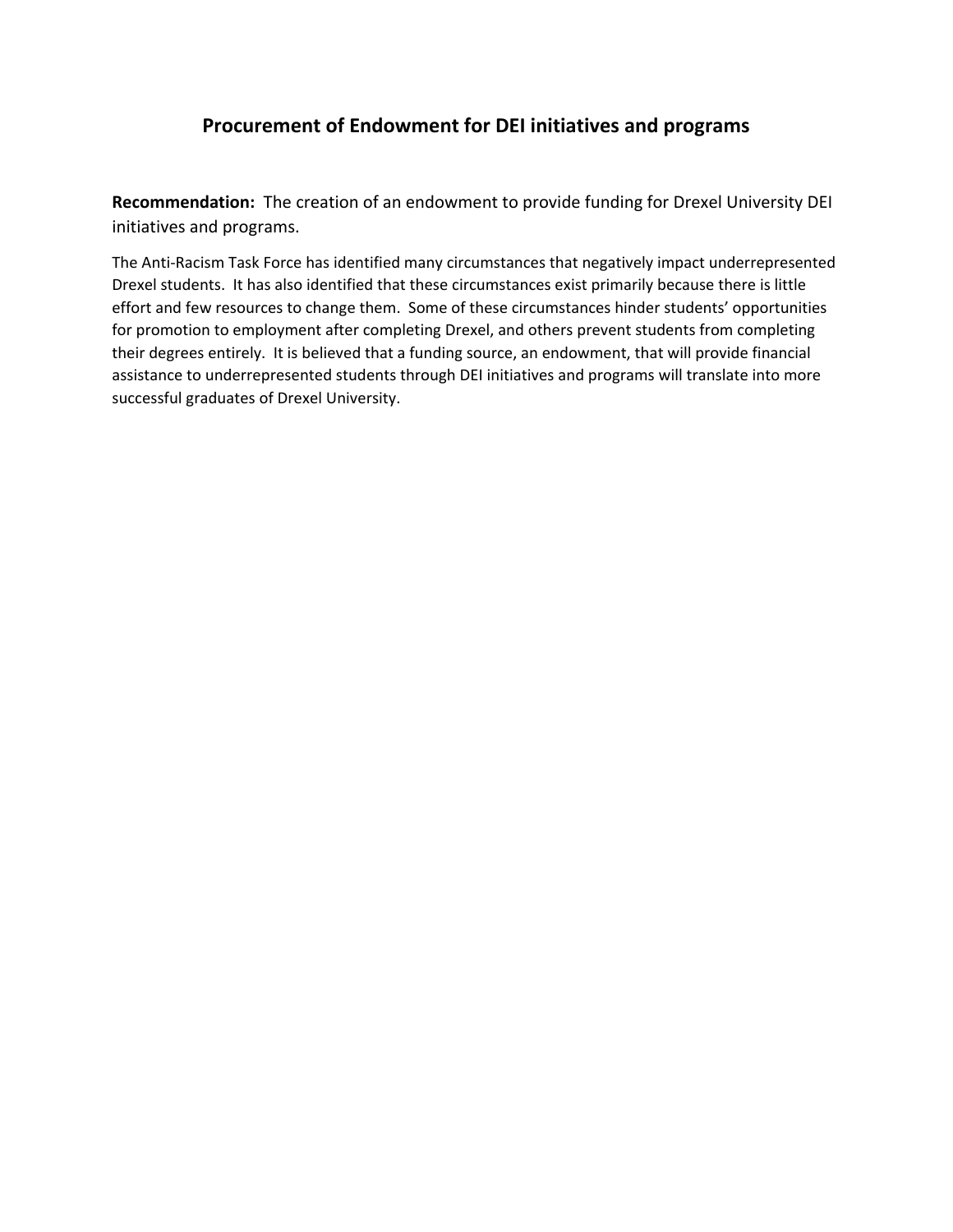## Procurement of Endowment for DEI initiatives and programs

**Recommendation:** The creation of an endowment to provide funding for Drexel University DEI initiatives and programs.

The Anti-Racism Task Force has identified many circumstances that negatively impact underrepresented Drexel students. It has also identified that these circumstances exist primarily because there is little effort and few resources to change them. Some of these circumstances hinder students' opportunities for promotion to employment after completing Drexel, and others prevent students from completing their degrees entirely. It is believed that a funding source, an endowment, that will provide financial assistance to underrepresented students through DEI initiatives and programs will translate into more successful graduates of Drexel University.